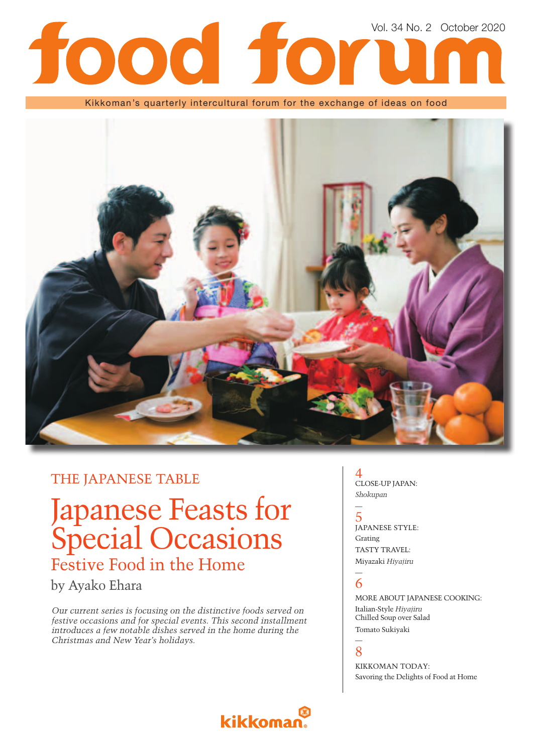# food forum

Vol. 34 No. 2 October 2020

Kikkoman's quarterly intercultural forum for the exchange of ideas on food

THE JAPANESE TABLE

# Japanese Feasts for Special Occasions

## Festive Food in the Home

by Ayako Ehara

*Our current series is focusing on the distinctive foods served on festive occasions and for special events. This second installment introduces a few notable dishes served in the home during the Christmas and New Year's holidays.*

4
CLOSE-UP JAPAN:
*Shokupan*

5
JAPANESE STYLE:
Grating
TASTY TRAVEL:
Miyazaki *Hiyajiru*

6
MORE ABOUT JAPANESE COOKING:
Italian-Style *Hiyajiru*
Chilled Soup over Salad
Tomato Sukiyaki

8
KIKKOMAN TODAY:
Savoring the Delights of Food at Home

kikkoman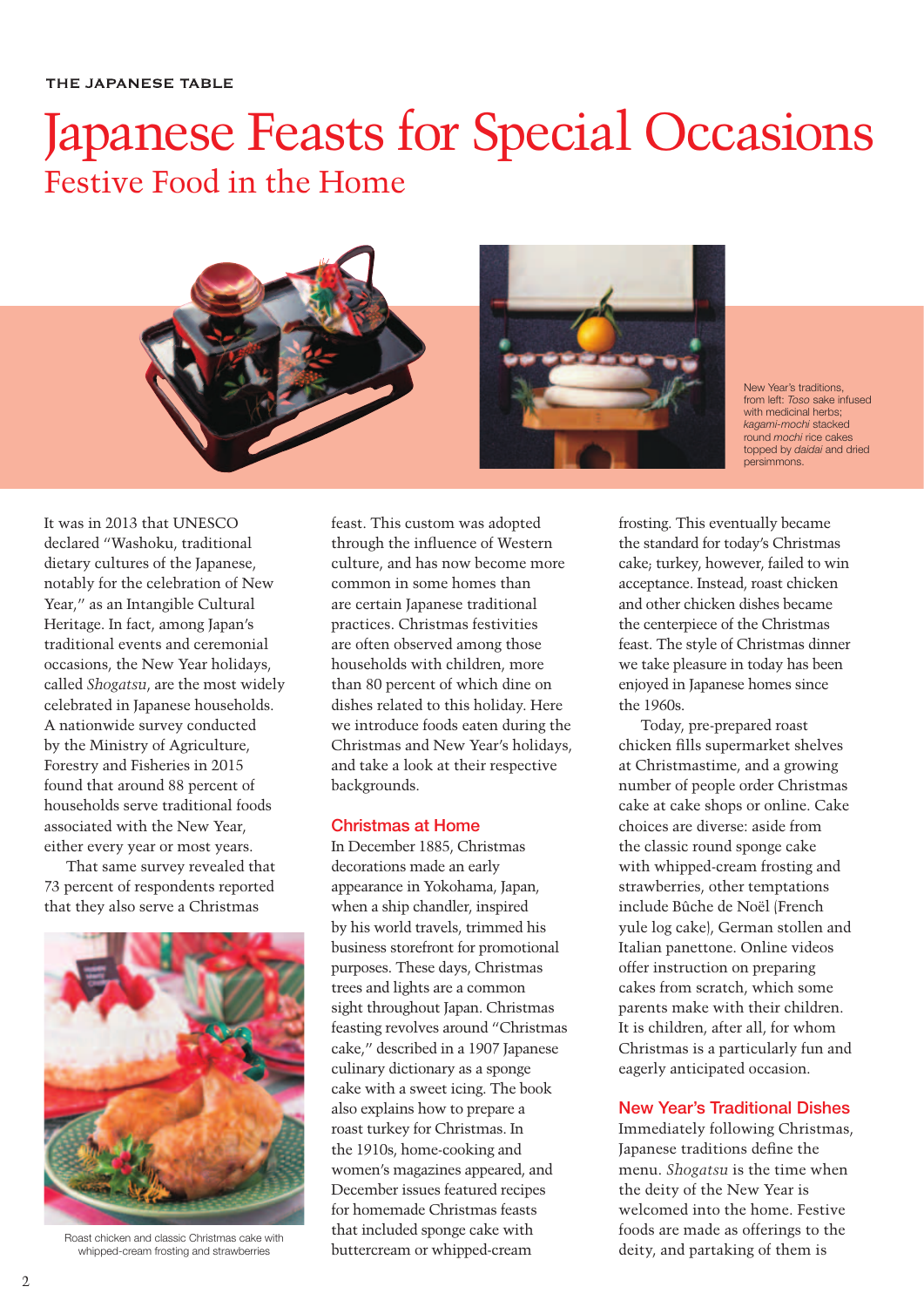THE JAPANESE TABLE

# Japanese Feasts for Special Occasions

## Festive Food in the Home

New Year's traditions, from left: *Toso* sake infused with medicinal herbs; *kagami-mochi* stacked round *mochi* rice cakes topped by *daidai* and dried persimmons.

It was in 2013 that UNESCO declared "Washoku, traditional dietary cultures of the Japanese, notably for the celebration of New Year," as an Intangible Cultural Heritage. In fact, among Japan's traditional events and ceremonial occasions, the New Year holidays, called *Shogatsu*, are the most widely celebrated in Japanese households. A nationwide survey conducted by the Ministry of Agriculture, Forestry and Fisheries in 2015 found that around 88 percent of households serve traditional foods associated with the New Year, either every year or most years.

That same survey revealed that 73 percent of respondents reported that they also serve a Christmas feast. This custom was adopted through the influence of Western culture, and has now become more common in some homes than are certain Japanese traditional practices. Christmas festivities are often observed among those households with children, more than 80 percent of which dine on dishes related to this holiday. Here we introduce foods eaten during the Christmas and New Year's holidays, and take a look at their respective backgrounds.

Roast chicken and classic Christmas cake with whipped-cream frosting and strawberries

### Christmas at Home

In December 1885, Christmas decorations made an early appearance in Yokohama, Japan, when a ship chandler, inspired by his world travels, trimmed his business storefront for promotional purposes. These days, Christmas trees and lights are a common sight throughout Japan. Christmas feasting revolves around "Christmas cake," described in a 1907 Japanese culinary dictionary as a sponge cake with a sweet icing. The book also explains how to prepare a roast turkey for Christmas. In the 1910s, home-cooking and women's magazines appeared, and December issues featured recipes for homemade Christmas feasts that included sponge cake with buttercream or whipped-cream frosting. This eventually became the standard for today's Christmas cake; turkey, however, failed to win acceptance. Instead, roast chicken and other chicken dishes became the centerpiece of the Christmas feast. The style of Christmas dinner we take pleasure in today has been enjoyed in Japanese homes since the 1960s.

Today, pre-prepared roast chicken fills supermarket shelves at Christmastime, and a growing number of people order Christmas cake at cake shops or online. Cake choices are diverse: aside from the classic round sponge cake with whipped-cream frosting and strawberries, other temptations include Bûche de Noël (French yule log cake), German stollen and Italian panettone. Online videos offer instruction on preparing cakes from scratch, which some parents make with their children. It is children, after all, for whom Christmas is a particularly fun and eagerly anticipated occasion.

### New Year's Traditional Dishes

Immediately following Christmas, Japanese traditions define the menu. *Shogatsu* is the time when the deity of the New Year is welcomed into the home. Festive foods are made as offerings to the deity, and partaking of them is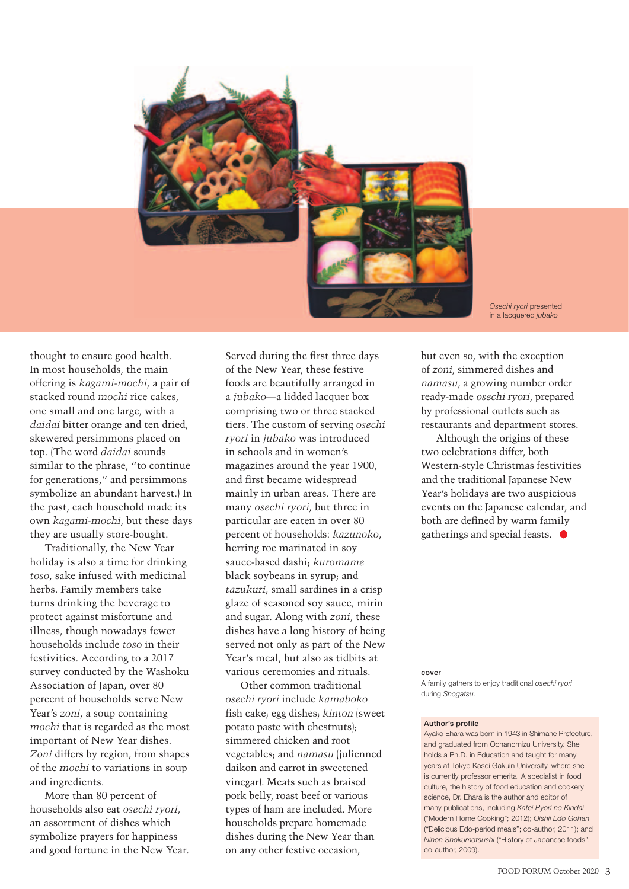*Osechi ryori* presented in a lacquered *jubako*

thought to ensure good health. In most households, the main offering is *kagami-mochi*, a pair of stacked round *mochi* rice cakes, one small and one large, with a *daidai* bitter orange and ten dried, skewered persimmons placed on top. (The word *daidai* sounds similar to the phrase, "to continue for generations," and persimmons symbolize an abundant harvest.) In the past, each household made its own *kagami-mochi*, but these days they are usually store-bought.

Traditionally, the New Year holiday is also a time for drinking *toso*, sake infused with medicinal herbs. Family members take turns drinking the beverage to protect against misfortune and illness, though nowadays fewer households include *toso* in their festivities. According to a 2017 survey conducted by the Washoku Association of Japan, over 80 percent of households serve New Year's *zoni*, a soup containing *mochi* that is regarded as the most important of New Year dishes. *Zoni* differs by region, from shapes of the *mochi* to variations in soup and ingredients.

More than 80 percent of households also eat *osechi ryori*, an assortment of dishes which symbolize prayers for happiness and good fortune in the New Year. Served during the first three days of the New Year, these festive foods are beautifully arranged in a *jubako*—a lidded lacquer box comprising two or three stacked tiers. The custom of serving *osechi ryori* in *jubako* was introduced in schools and in women's magazines around the year 1900, and first became widespread mainly in urban areas. There are many *osechi ryori*, but three in particular are eaten in over 80 percent of households: *kazunoko*, herring roe marinated in soy sauce-based dashi; *kuromame* black soybeans in syrup; and *tazukuri*, small sardines in a crisp glaze of seasoned soy sauce, mirin and sugar. Along with *zoni*, these dishes have a long history of being served not only as part of the New Year's meal, but also as tidbits at various ceremonies and rituals.

Other common traditional *osechi ryori* include *kamaboko* fish cake; egg dishes; *kinton* (sweet potato paste with chestnuts); simmered chicken and root vegetables; and *namasu* (julienned daikon and carrot in sweetened vinegar). Meats such as braised pork belly, roast beef or various types of ham are included. More households prepare homemade dishes during the New Year than on any other festive occasion, but even so, with the exception of *zoni*, simmered dishes and *namasu*, a growing number order ready-made *osechi ryori*, prepared by professional outlets such as restaurants and department stores.

Although the origins of these two celebrations differ, both Western-style Christmas festivities and the traditional Japanese New Year's holidays are two auspicious events on the Japanese calendar, and both are defined by warm family gatherings and special feasts.

**cover**
A family gathers to enjoy traditional *osechi ryori* during *Shogatsu*.

**Author's profile**
Ayako Ehara was born in 1943 in Shimane Prefecture, and graduated from Ochanomizu University. She holds a Ph.D. in Education and taught for many years at Tokyo Kasei Gakuin University, where she is currently professor emerita. A specialist in food culture, the history of food education and cookery science, Dr. Ehara is the author and editor of many publications, including *Katei Ryori no Kindai* ("Modern Home Cooking"; 2012); *Oishii Edo Gohan* ("Delicious Edo-period meals"; co-author, 2011); and *Nihon Shokumotsushi* ("History of Japanese foods"; co-author, 2009).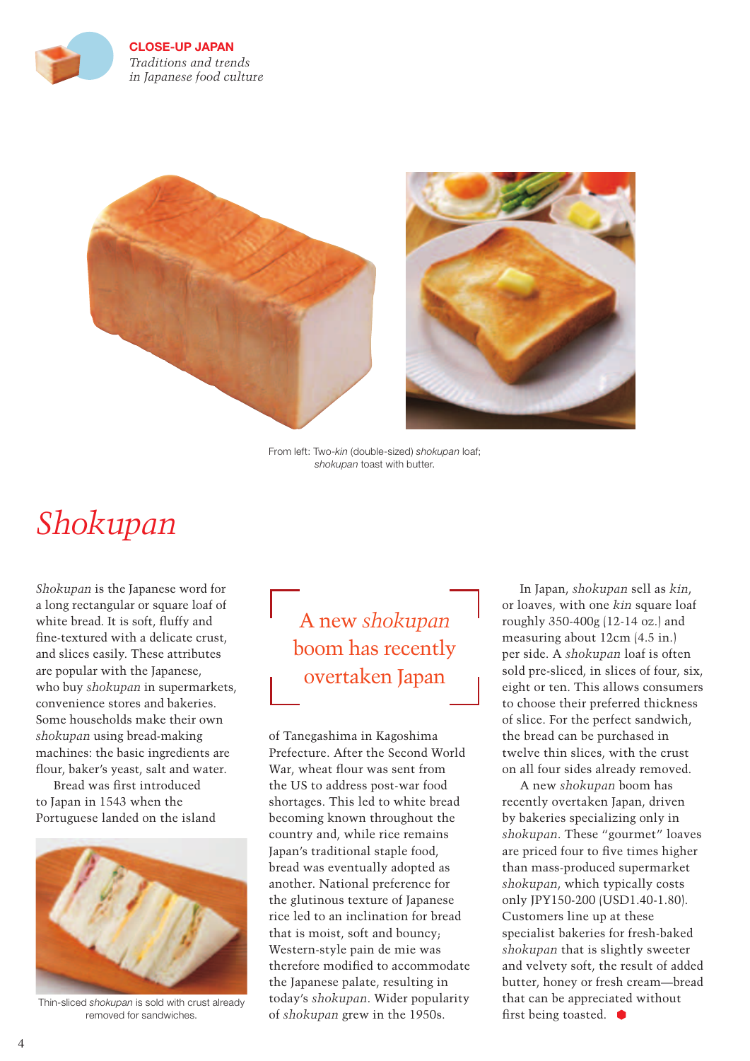**CLOSE-UP JAPAN**
*Traditions and trends in Japanese food culture*

From left: Two-*kin* (double-sized) *shokupan* loaf; *shokupan* toast with butter.

# *Shokupan*

*Shokupan* is the Japanese word for a long rectangular or square loaf of white bread. It is soft, fluffy and fine-textured with a delicate crust, and slices easily. These attributes are popular with the Japanese, who buy *shokupan* in supermarkets, convenience stores and bakeries. Some households make their own *shokupan* using bread-making machines: the basic ingredients are flour, baker's yeast, salt and water.

Bread was first introduced to Japan in 1543 when the Portuguese landed on the island of Tanegashima in Kagoshima Prefecture. After the Second World War, wheat flour was sent from the US to address post-war food shortages. This led to white bread becoming known throughout the country and, while rice remains Japan's traditional staple food, bread was eventually adopted as another. National preference for the glutinous texture of Japanese rice led to an inclination for bread that is moist, soft and bouncy; Western-style pain de mie was therefore modified to accommodate the Japanese palate, resulting in today's *shokupan*. Wider popularity of *shokupan* grew in the 1950s.

Thin-sliced *shokupan* is sold with crust already removed for sandwiches.

> A new *shokupan* boom has recently overtaken Japan

In Japan, *shokupan* sell as *kin*, or loaves, with one *kin* square loaf roughly 350-400g (12-14 oz.) and measuring about 12cm (4.5 in.) per side. A *shokupan* loaf is often sold pre-sliced, in slices of four, six, eight or ten. This allows consumers to choose their preferred thickness of slice. For the perfect sandwich, the bread can be purchased in twelve thin slices, with the crust on all four sides already removed.

A new *shokupan* boom has recently overtaken Japan, driven by bakeries specializing only in *shokupan*. These "gourmet" loaves are priced four to five times higher than mass-produced supermarket *shokupan*, which typically costs only JPY150-200 (USD1.40-1.80). Customers line up at these specialist bakeries for fresh-baked *shokupan* that is slightly sweeter and velvety soft, the result of added butter, honey or fresh cream—bread that can be appreciated without first being toasted.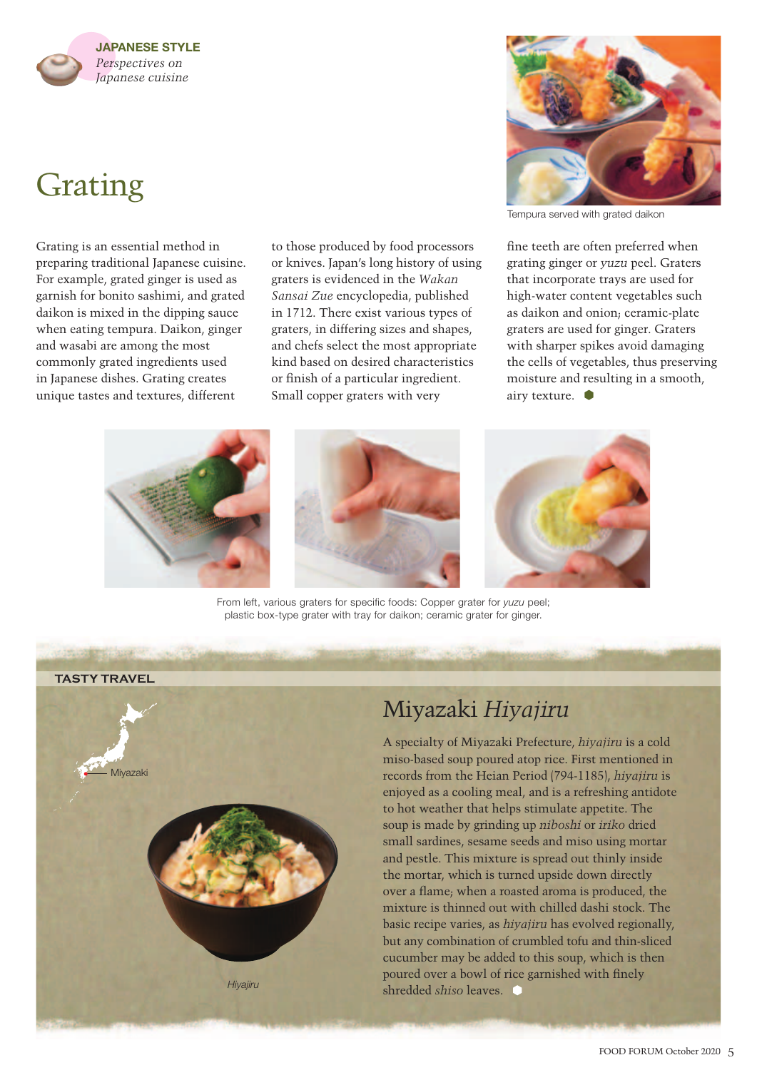**JAPANESE STYLE**
*Perspectives on Japanese cuisine*

# Grating

Tempura served with grated daikon

Grating is an essential method in preparing traditional Japanese cuisine. For example, grated ginger is used as garnish for bonito sashimi, and grated daikon is mixed in the dipping sauce when eating tempura. Daikon, ginger and wasabi are among the most commonly grated ingredients used in Japanese dishes. Grating creates unique tastes and textures, different to those produced by food processors or knives. Japan's long history of using graters is evidenced in the *Wakan Sansai Zue* encyclopedia, published in 1712. There exist various types of graters, in differing sizes and shapes, and chefs select the most appropriate kind based on desired characteristics or finish of a particular ingredient. Small copper graters with very fine teeth are often preferred when grating ginger or *yuzu* peel. Graters that incorporate trays are used for high-water content vegetables such as daikon and onion; ceramic-plate graters are used for ginger. Graters with sharper spikes avoid damaging the cells of vegetables, thus preserving moisture and resulting in a smooth, airy texture.

From left, various graters for specific foods: Copper grater for *yuzu* peel; plastic box-type grater with tray for daikon; ceramic grater for ginger.

**TASTY TRAVEL**

Miyazaki

## Miyazaki *Hiyajiru*

A specialty of Miyazaki Prefecture, *hiyajiru* is a cold miso-based soup poured atop rice. First mentioned in records from the Heian Period (794-1185), *hiyajiru* is enjoyed as a cooling meal, and is a refreshing antidote to hot weather that helps stimulate appetite. The soup is made by grinding up *niboshi* or *iriko* dried small sardines, sesame seeds and miso using mortar and pestle. This mixture is spread out thinly inside the mortar, which is turned upside down directly over a flame; when a roasted aroma is produced, the mixture is thinned out with chilled dashi stock. The basic recipe varies, as *hiyajiru* has evolved regionally, but any combination of crumbled tofu and thin-sliced cucumber may be added to this soup, which is then poured over a bowl of rice garnished with finely shredded *shiso* leaves.

*Hiyajiru*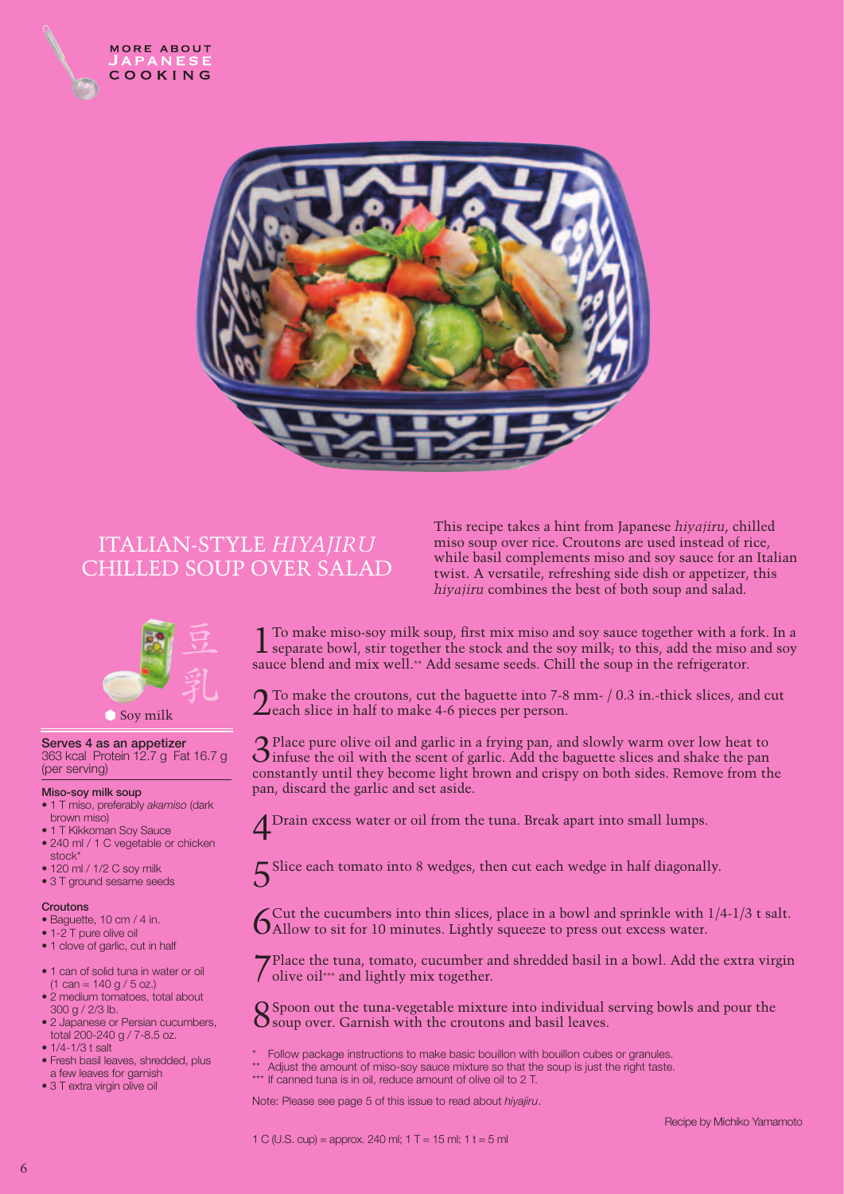MORE ABOUT JAPANESE COOKING

# ITALIAN-STYLE *HIYAJIRU* CHILLED SOUP OVER SALAD

This recipe takes a hint from Japanese *hiyajiru*, chilled miso soup over rice. Croutons are used instead of rice, while basil complements miso and soy sauce for an Italian twist. A versatile, refreshing side dish or appetizer, this *hiyajiru* combines the best of both soup and salad.

豆乳

Soy milk

**Serves 4 as an appetizer**
363 kcal Protein 12.7 g Fat 16.7 g (per serving)

**Miso-soy milk soup**

- 1 T miso, preferably *akamiso* (dark brown miso)
- 1 T Kikkoman Soy Sauce
- 240 ml / 1 C vegetable or chicken stock*
- 120 ml / 1/2 C soy milk
- 3 T ground sesame seeds

**Croutons**

- Baguette, 10 cm / 4 in.
- 1-2 T pure olive oil
- 1 clove of garlic, cut in half

- 1 can of solid tuna in water or oil (1 can = 140 g / 5 oz.)
- 2 medium tomatoes, total about 300 g / 2/3 lb.
- 2 Japanese or Persian cucumbers, total 200-240 g / 7-8.5 oz.
- 1/4-1/3 t salt
- Fresh basil leaves, shredded, plus a few leaves for garnish
- 3 T extra virgin olive oil

1. To make miso-soy milk soup, first mix miso and soy sauce together with a fork. In a separate bowl, stir together the stock and the soy milk; to this, add the miso and soy sauce blend and mix well.** Add sesame seeds. Chill the soup in the refrigerator.
2. To make the croutons, cut the baguette into 7-8 mm- / 0.3 in.-thick slices, and cut each slice in half to make 4-6 pieces per person.
3. Place pure olive oil and garlic in a frying pan, and slowly warm over low heat to infuse the oil with the scent of garlic. Add the baguette slices and shake the pan constantly until they become light brown and crispy on both sides. Remove from the pan, discard the garlic and set aside.
4. Drain excess water or oil from the tuna. Break apart into small lumps.
5. Slice each tomato into 8 wedges, then cut each wedge in half diagonally.
6. Cut the cucumbers into thin slices, place in a bowl and sprinkle with 1/4-1/3 t salt. Allow to sit for 10 minutes. Lightly squeeze to press out excess water.
7. Place the tuna, tomato, cucumber and shredded basil in a bowl. Add the extra virgin olive oil*** and lightly mix together.
8. Spoon out the tuna-vegetable mixture into individual serving bowls and pour the soup over. Garnish with the croutons and basil leaves.

\* Follow package instructions to make basic bouillon with bouillon cubes or granules.
** Adjust the amount of miso-soy sauce mixture so that the soup is just the right taste.
*** If canned tuna is in oil, reduce amount of olive oil to 2 T.

Note: Please see page 5 of this issue to read about *hiyajiru*.

Recipe by Michiko Yamamoto

1 C (U.S. cup) = approx. 240 ml; 1 T = 15 ml; 1 t = 5 ml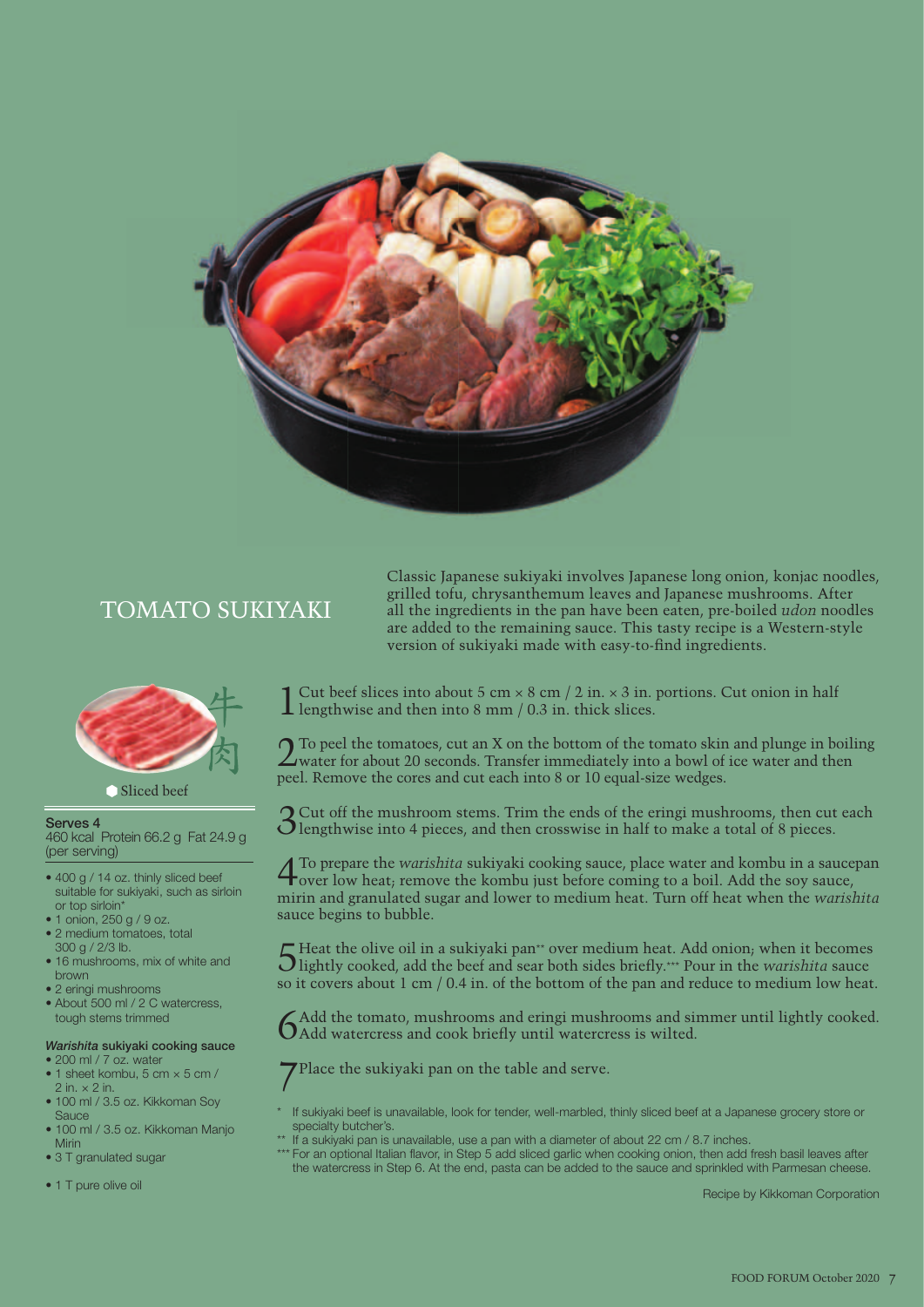# TOMATO SUKIYAKI

Classic Japanese sukiyaki involves Japanese long onion, konjac noodles, grilled tofu, chrysanthemum leaves and Japanese mushrooms. After all the ingredients in the pan have been eaten, pre-boiled *udon* noodles are added to the remaining sauce. This tasty recipe is a Western-style version of sukiyaki made with easy-to-find ingredients.

牛肉

Sliced beef

**Serves 4**
460 kcal Protein 66.2 g Fat 24.9 g (per serving)

- 400 g / 14 oz. thinly sliced beef suitable for sukiyaki, such as sirloin or top sirloin*
- 1 onion, 250 g / 9 oz.
- 2 medium tomatoes, total 300 g / 2/3 lb.
- 16 mushrooms, mix of white and brown
- 2 eringi mushrooms
- About 500 ml / 2 C watercress, tough stems trimmed

***Warishita* sukiyaki cooking sauce**

- 200 ml / 7 oz. water
- 1 sheet kombu, 5 cm × 5 cm / 2 in. × 2 in.
- 100 ml / 3.5 oz. Kikkoman Soy Sauce
- 100 ml / 3.5 oz. Kikkoman Manjo Mirin
- 3 T granulated sugar

- 1 T pure olive oil

1. Cut beef slices into about 5 cm × 8 cm / 2 in. × 3 in. portions. Cut onion in half lengthwise and then into 8 mm / 0.3 in. thick slices.
2. To peel the tomatoes, cut an X on the bottom of the tomato skin and plunge in boiling water for about 20 seconds. Transfer immediately into a bowl of ice water and then peel. Remove the cores and cut each into 8 or 10 equal-size wedges.
3. Cut off the mushroom stems. Trim the ends of the eringi mushrooms, then cut each lengthwise into 4 pieces, and then crosswise in half to make a total of 8 pieces.
4. To prepare the *warishita* sukiyaki cooking sauce, place water and kombu in a saucepan over low heat; remove the kombu just before coming to a boil. Add the soy sauce, mirin and granulated sugar and lower to medium heat. Turn off heat when the *warishita* sauce begins to bubble.
5. Heat the olive oil in a sukiyaki pan** over medium heat. Add onion; when it becomes lightly cooked, add the beef and sear both sides briefly.*** Pour in the *warishita* sauce so it covers about 1 cm / 0.4 in. of the bottom of the pan and reduce to medium low heat.
6. Add the tomato, mushrooms and eringi mushrooms and simmer until lightly cooked. Add watercress and cook briefly until watercress is wilted.
7. Place the sukiyaki pan on the table and serve.

\* If sukiyaki beef is unavailable, look for tender, well-marbled, thinly sliced beef at a Japanese grocery store or specialty butcher's.

\** If a sukiyaki pan is unavailable, use a pan with a diameter of about 22 cm / 8.7 inches.

\*** For an optional Italian flavor, in Step 5 add sliced garlic when cooking onion, then add fresh basil leaves after the watercress in Step 6. At the end, pasta can be added to the sauce and sprinkled with Parmesan cheese.

Recipe by Kikkoman Corporation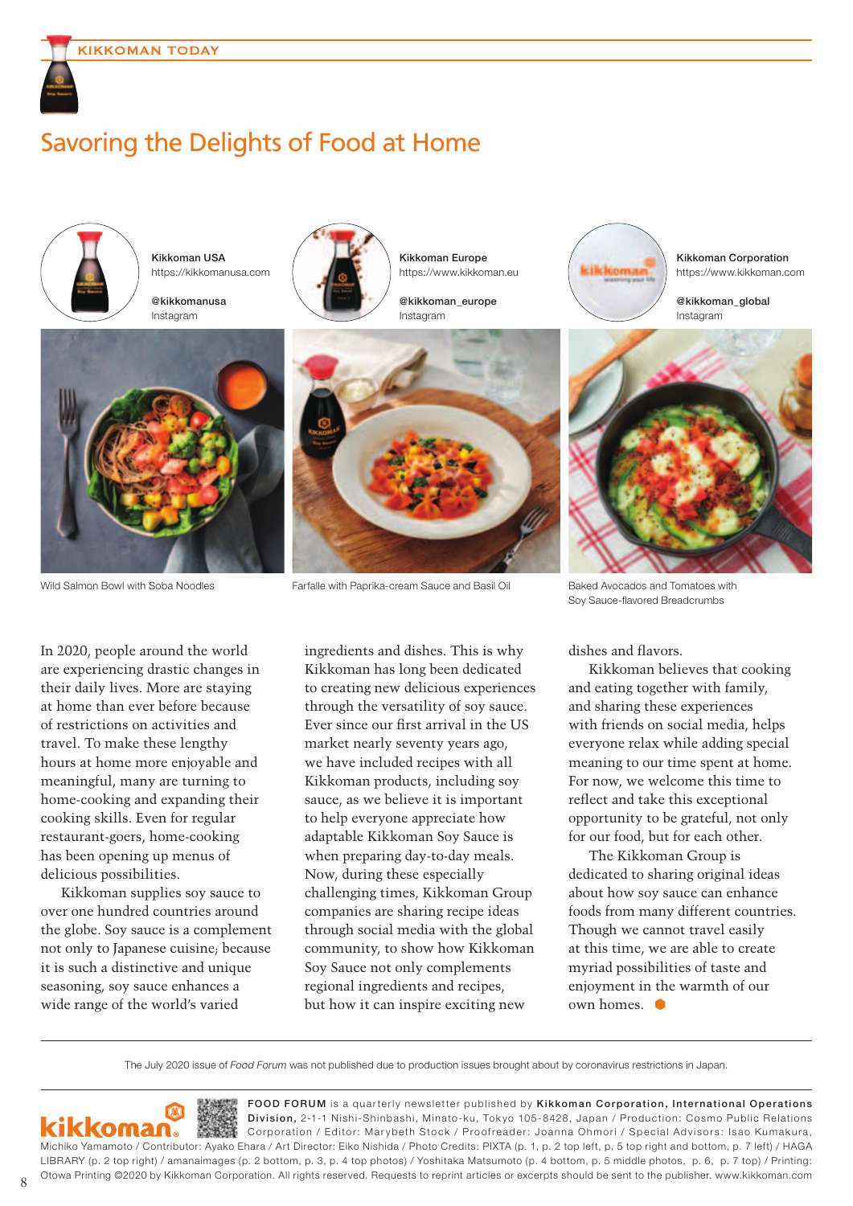KIKKOMAN TODAY

# Savoring the Delights of Food at Home

Kikkoman USA
https://kikkomanusa.com

@kikkomanusa
Instagram

Kikkoman Europe
https://www.kikkoman.eu

@kikkoman_europe
Instagram

Kikkoman Corporation
https://www.kikkoman.com

@kikkoman_global
Instagram

Wild Salmon Bowl with Soba Noodles

Farfalle with Paprika-cream Sauce and Basil Oil

Baked Avocados and Tomatoes with Soy Sauce-flavored Breadcrumbs

In 2020, people around the world are experiencing drastic changes in their daily lives. More are staying at home than ever before because of restrictions on activities and travel. To make these lengthy hours at home more enjoyable and meaningful, many are turning to home-cooking and expanding their cooking skills. Even for regular restaurant-goers, home-cooking has been opening up menus of delicious possibilities.

Kikkoman supplies soy sauce to over one hundred countries around the globe. Soy sauce is a complement not only to Japanese cuisine; because it is such a distinctive and unique seasoning, soy sauce enhances a wide range of the world's varied ingredients and dishes. This is why Kikkoman has long been dedicated to creating new delicious experiences through the versatility of soy sauce. Ever since our first arrival in the US market nearly seventy years ago, we have included recipes with all Kikkoman products, including soy sauce, as we believe it is important to help everyone appreciate how adaptable Kikkoman Soy Sauce is when preparing day-to-day meals. Now, during these especially challenging times, Kikkoman Group companies are sharing recipe ideas through social media with the global community, to show how Kikkoman Soy Sauce not only complements regional ingredients and recipes, but how it can inspire exciting new dishes and flavors.

Kikkoman believes that cooking and eating together with family, and sharing these experiences with friends on social media, helps everyone relax while adding special meaning to our time spent at home. For now, we welcome this time to reflect and take this exceptional opportunity to be grateful, not only for our food, but for each other.

The Kikkoman Group is dedicated to sharing original ideas about how soy sauce can enhance foods from many different countries. Though we cannot travel easily at this time, we are able to create myriad possibilities of taste and enjoyment in the warmth of our own homes.

---

The July 2020 issue of *Food Forum* was not published due to production issues brought about by coronavirus restrictions in Japan.

**FOOD FORUM** is a quarterly newsletter published by **Kikkoman Corporation, International Operations Division,** 2-1-1 Nishi-Shinbashi, Minato-ku, Tokyo 105-8428, Japan / Production: Cosmo Public Relations Corporation / Editor: Marybeth Stock / Proofreader: Joanna Ohmori / Special Advisors: Isao Kumakura, Michiko Yamamoto / Contributor: Ayako Ehara / Art Director: Eiko Nishida / Photo Credits: PIXTA (p. 1, p. 2 top left, p. 5 top right and bottom, p. 7 left) / HAGA LIBRARY (p. 2 top right) / amanaimages (p. 2 bottom, p. 3, p. 4 top photos) / Yoshitaka Matsumoto (p. 4 bottom, p. 5 middle photos, p. 6, p. 7 top) / Printing: Otowa Printing ©2020 by Kikkoman Corporation. All rights reserved. Requests to reprint articles or excerpts should be sent to the publisher. www.kikkoman.com